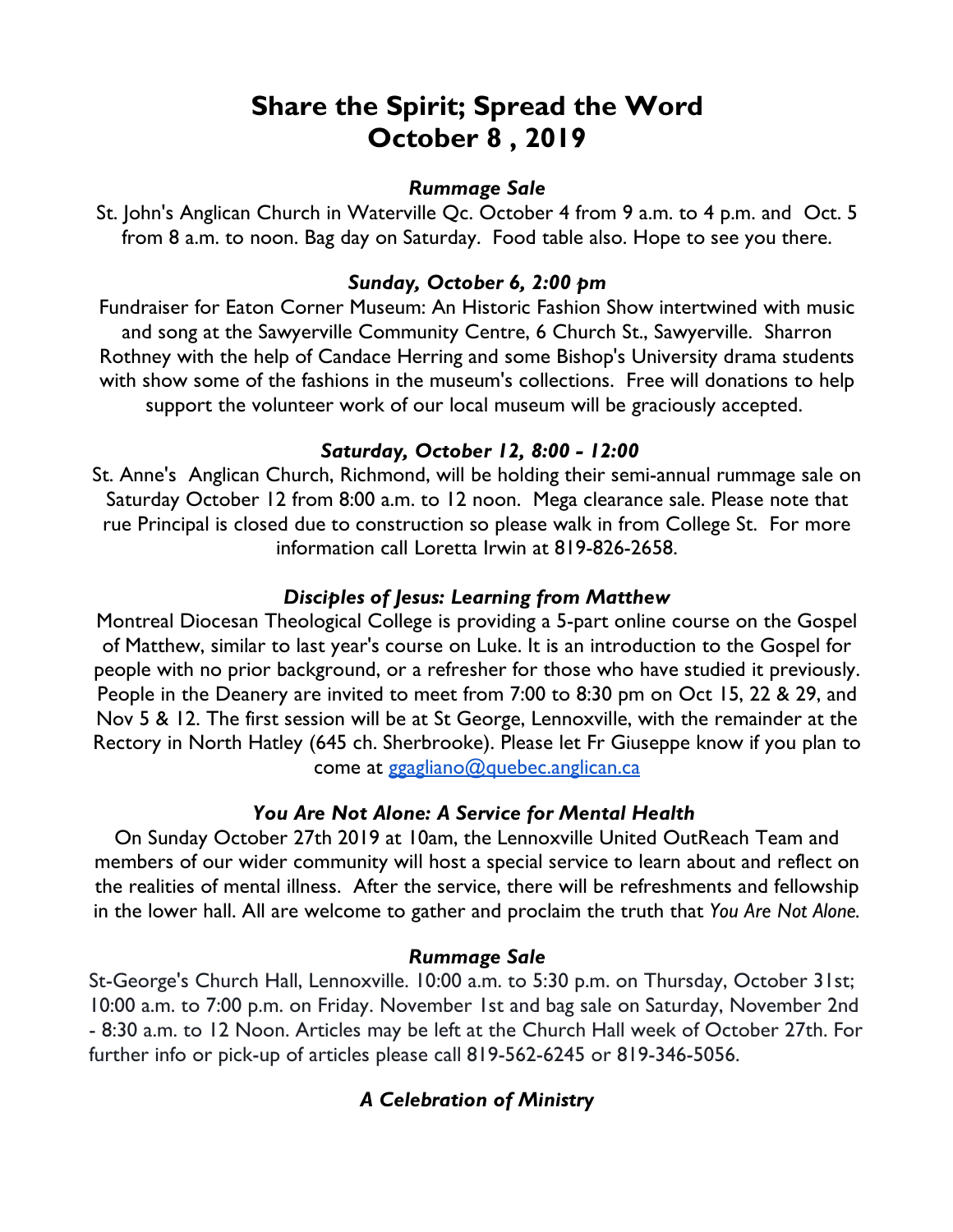# Share the Spirit; Spread the Word
# October 8 , 2019

### *Rummage Sale*

St. John's Anglican Church in Waterville Qc. October 4 from 9 a.m. to 4 p.m. and Oct. 5 from 8 a.m. to noon. Bag day on Saturday. Food table also. Hope to see you there.

### *Sunday, October 6, 2:00 pm*

Fundraiser for Eaton Corner Museum: An Historic Fashion Show intertwined with music and song at the Sawyerville Community Centre, 6 Church St., Sawyerville. Sharron Rothney with the help of Candace Herring and some Bishop's University drama students with show some of the fashions in the museum's collections. Free will donations to help support the volunteer work of our local museum will be graciously accepted.

### *Saturday, October 12, 8:00 - 12:00*

St. Anne's Anglican Church, Richmond, will be holding their semi-annual rummage sale on Saturday October 12 from 8:00 a.m. to 12 noon. Mega clearance sale. Please note that rue Principal is closed due to construction so please walk in from College St. For more information call Loretta Irwin at 819-826-2658.

### *Disciples of Jesus: Learning from Matthew*

Montreal Diocesan Theological College is providing a 5-part online course on the Gospel of Matthew, similar to last year's course on Luke. It is an introduction to the Gospel for people with no prior background, or a refresher for those who have studied it previously. People in the Deanery are invited to meet from 7:00 to 8:30 pm on Oct 15, 22 & 29, and Nov 5 & 12. The first session will be at St George, Lennoxville, with the remainder at the Rectory in North Hatley (645 ch. Sherbrooke). Please let Fr Giuseppe know if you plan to come at ggagliano@quebec.anglican.ca

### *You Are Not Alone: A Service for Mental Health*

On Sunday October 27th 2019 at 10am, the Lennoxville United OutReach Team and members of our wider community will host a special service to learn about and reflect on the realities of mental illness. After the service, there will be refreshments and fellowship in the lower hall. All are welcome to gather and proclaim the truth that *You Are Not Alone.*

### *Rummage Sale*

St-George's Church Hall, Lennoxville. 10:00 a.m. to 5:30 p.m. on Thursday, October 31st; 10:00 a.m. to 7:00 p.m. on Friday. November 1st and bag sale on Saturday, November 2nd - 8:30 a.m. to 12 Noon. Articles may be left at the Church Hall week of October 27th. For further info or pick-up of articles please call 819-562-6245 or 819-346-5056.

### *A Celebration of Ministry*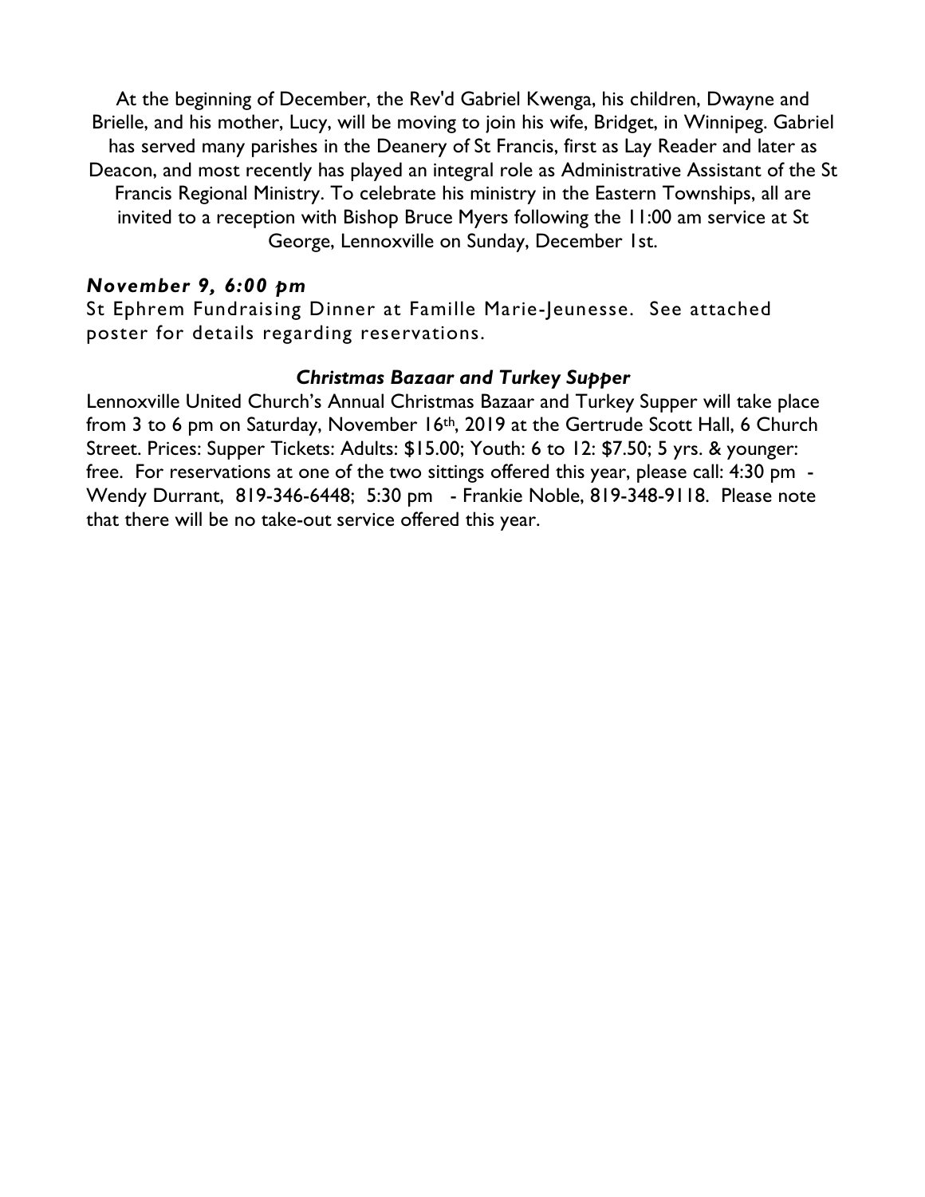At the beginning of December, the Rev'd Gabriel Kwenga, his children, Dwayne and Brielle, and his mother, Lucy, will be moving to join his wife, Bridget, in Winnipeg. Gabriel has served many parishes in the Deanery of St Francis, first as Lay Reader and later as Deacon, and most recently has played an integral role as Administrative Assistant of the St Francis Regional Ministry. To celebrate his ministry in the Eastern Townships, all are invited to a reception with Bishop Bruce Myers following the 11:00 am service at St George, Lennoxville on Sunday, December 1st.

***November 9, 6:00 pm***

St Ephrem Fundraising Dinner at Famille Marie-Jeunesse. See attached poster for details regarding reservations.

***Christmas Bazaar and Turkey Supper***

Lennoxville United Church's Annual Christmas Bazaar and Turkey Supper will take place from 3 to 6 pm on Saturday, November 16th, 2019 at the Gertrude Scott Hall, 6 Church Street. Prices: Supper Tickets: Adults: $15.00; Youth: 6 to 12: $7.50; 5 yrs. & younger: free. For reservations at one of the two sittings offered this year, please call: 4:30 pm - Wendy Durrant, 819-346-6448; 5:30 pm - Frankie Noble, 819-348-9118. Please note that there will be no take-out service offered this year.